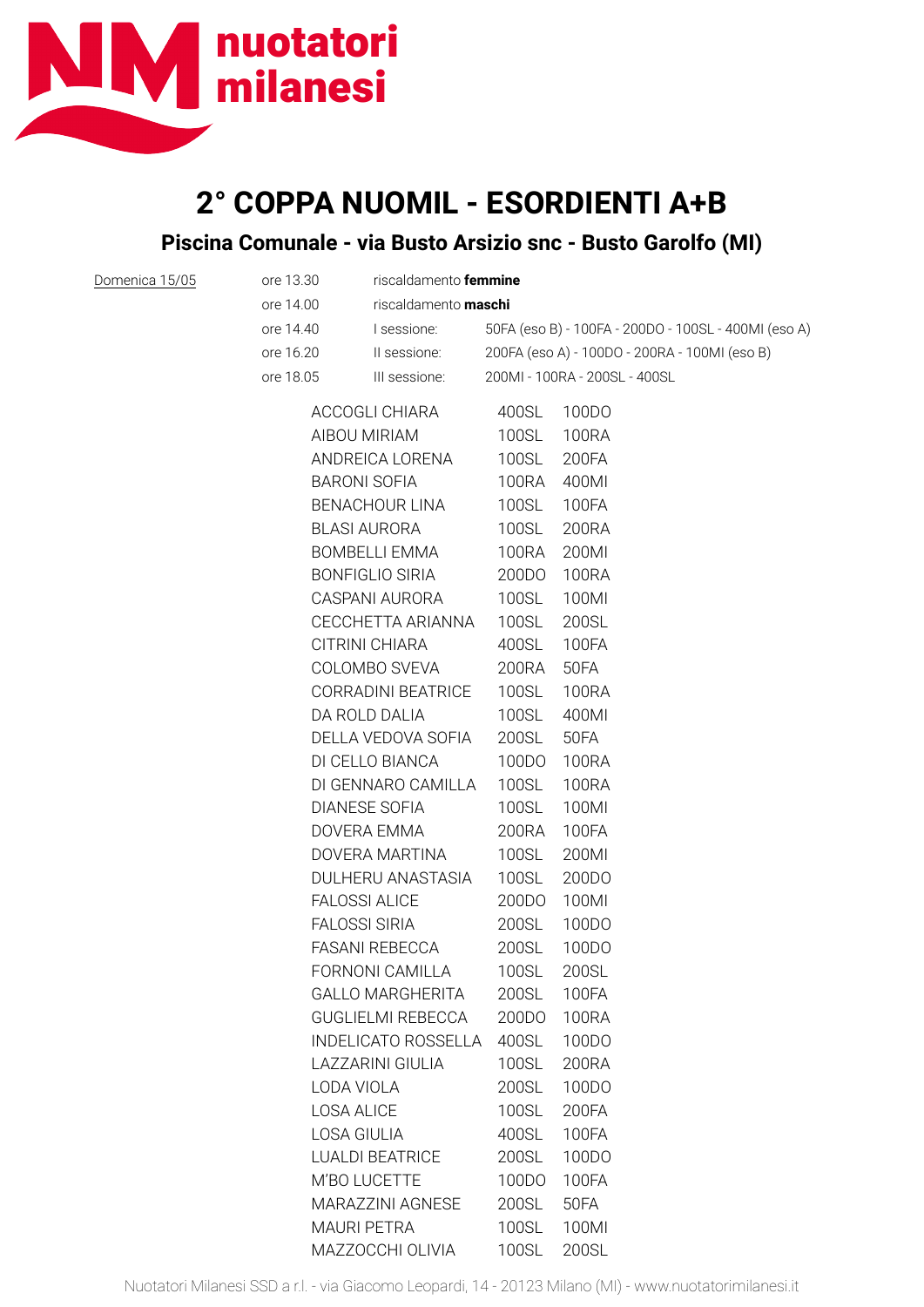nuotatori milanesi

# 2° COPPA NUOMIL - ESORDIENTI A+B

## Piscina Comunale - via Busto Arsizio snc - Busto Garolfo (MI)

| Domenica 15/05 | | | |
|---|---|---|---|
| | ore 13.30 | riscaldamento **femmine** | |
| | ore 14.00 | riscaldamento **maschi** | |
| | ore 14.40 | I sessione: | 50FA (eso B) - 100FA - 200DO - 100SL - 400MI (eso A) |
| | ore 16.20 | II sessione: | 200FA (eso A) - 100DO - 200RA - 100MI (eso B) |
| | ore 18.05 | III sessione: | 200MI - 100RA - 200SL - 400SL |

| | | |
|---|---|---|
| ACCOGLI CHIARA | 400SL | 100DO |
| AIBOU MIRIAM | 100SL | 100RA |
| ANDREICA LORENA | 100SL | 200FA |
| BARONI SOFIA | 100RA | 400MI |
| BENACHOUR LINA | 100SL | 100FA |
| BLASI AURORA | 100SL | 200RA |
| BOMBELLI EMMA | 100RA | 200MI |
| BONFIGLIO SIRIA | 200DO | 100RA |
| CASPANI AURORA | 100SL | 100MI |
| CECCHETTA ARIANNA | 100SL | 200SL |
| CITRINI CHIARA | 400SL | 100FA |
| COLOMBO SVEVA | 200RA | 50FA |
| CORRADINI BEATRICE | 100SL | 100RA |
| DA ROLD DALIA | 100SL | 400MI |
| DELLA VEDOVA SOFIA | 200SL | 50FA |
| DI CELLO BIANCA | 100DO | 100RA |
| DI GENNARO CAMILLA | 100SL | 100RA |
| DIANESE SOFIA | 100SL | 100MI |
| DOVERA EMMA | 200RA | 100FA |
| DOVERA MARTINA | 100SL | 200MI |
| DULHERU ANASTASIA | 100SL | 200DO |
| FALOSSI ALICE | 200DO | 100MI |
| FALOSSI SIRIA | 200SL | 100DO |
| FASANI REBECCA | 200SL | 100DO |
| FORNONI CAMILLA | 100SL | 200SL |
| GALLO MARGHERITA | 200SL | 100FA |
| GUGLIELMI REBECCA | 200DO | 100RA |
| INDELICATO ROSSELLA | 400SL | 100DO |
| LAZZARINI GIULIA | 100SL | 200RA |
| LODA VIOLA | 200SL | 100DO |
| LOSA ALICE | 100SL | 200FA |
| LOSA GIULIA | 400SL | 100FA |
| LUALDI BEATRICE | 200SL | 100DO |
| M'BO LUCETTE | 100DO | 100FA |
| MARAZZINI AGNESE | 200SL | 50FA |
| MAURI PETRA | 100SL | 100MI |
| MAZZOCCHI OLIVIA | 100SL | 200SL |

Nuotatori Milanesi SSD a r.l. - via Giacomo Leopardi, 14 - 20123 Milano (MI) - www.nuotatorimilanesi.it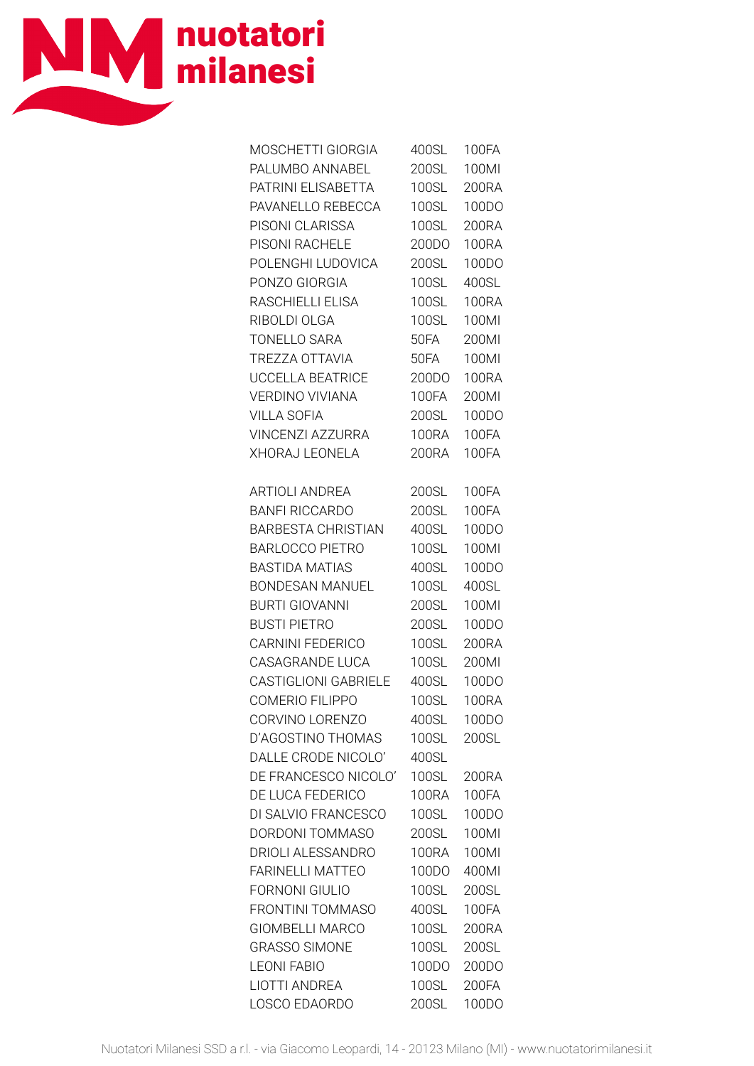| | | |
|---|---|---|
| MOSCHETTI GIORGIA | 400SL | 100FA |
| PALUMBO ANNABEL | 200SL | 100MI |
| PATRINI ELISABETTA | 100SL | 200RA |
| PAVANELLO REBECCA | 100SL | 100DO |
| PISONI CLARISSA | 100SL | 200RA |
| PISONI RACHELE | 200DO | 100RA |
| POLENGHI LUDOVICA | 200SL | 100DO |
| PONZO GIORGIA | 100SL | 400SL |
| RASCHIELLI ELISA | 100SL | 100RA |
| RIBOLDI OLGA | 100SL | 100MI |
| TONELLO SARA | 50FA | 200MI |
| TREZZA OTTAVIA | 50FA | 100MI |
| UCCELLA BEATRICE | 200DO | 100RA |
| VERDINO VIVIANA | 100FA | 200MI |
| VILLA SOFIA | 200SL | 100DO |
| VINCENZI AZZURRA | 100RA | 100FA |
| XHORAJ LEONELA | 200RA | 100FA |

| | | |
|---|---|---|
| ARTIOLI ANDREA | 200SL | 100FA |
| BANFI RICCARDO | 200SL | 100FA |
| BARBESTA CHRISTIAN | 400SL | 100DO |
| BARLOCCO PIETRO | 100SL | 100MI |
| BASTIDA MATIAS | 400SL | 100DO |
| BONDESAN MANUEL | 100SL | 400SL |
| BURTI GIOVANNI | 200SL | 100MI |
| BUSTI PIETRO | 200SL | 100DO |
| CARNINI FEDERICO | 100SL | 200RA |
| CASAGRANDE LUCA | 100SL | 200MI |
| CASTIGLIONI GABRIELE | 400SL | 100DO |
| COMERIO FILIPPO | 100SL | 100RA |
| CORVINO LORENZO | 400SL | 100DO |
| D'AGOSTINO THOMAS | 100SL | 200SL |
| DALLE CRODE NICOLO' | 400SL | |
| DE FRANCESCO NICOLO' | 100SL | 200RA |
| DE LUCA FEDERICO | 100RA | 100FA |
| DI SALVIO FRANCESCO | 100SL | 100DO |
| DORDONI TOMMASO | 200SL | 100MI |
| DRIOLI ALESSANDRO | 100RA | 100MI |
| FARINELLI MATTEO | 100DO | 400MI |
| FORNONI GIULIO | 100SL | 200SL |
| FRONTINI TOMMASO | 400SL | 100FA |
| GIOMBELLI MARCO | 100SL | 200RA |
| GRASSO SIMONE | 100SL | 200SL |
| LEONI FABIO | 100DO | 200DO |
| LIOTTI ANDREA | 100SL | 200FA |
| LOSCO EDAORDO | 200SL | 100DO |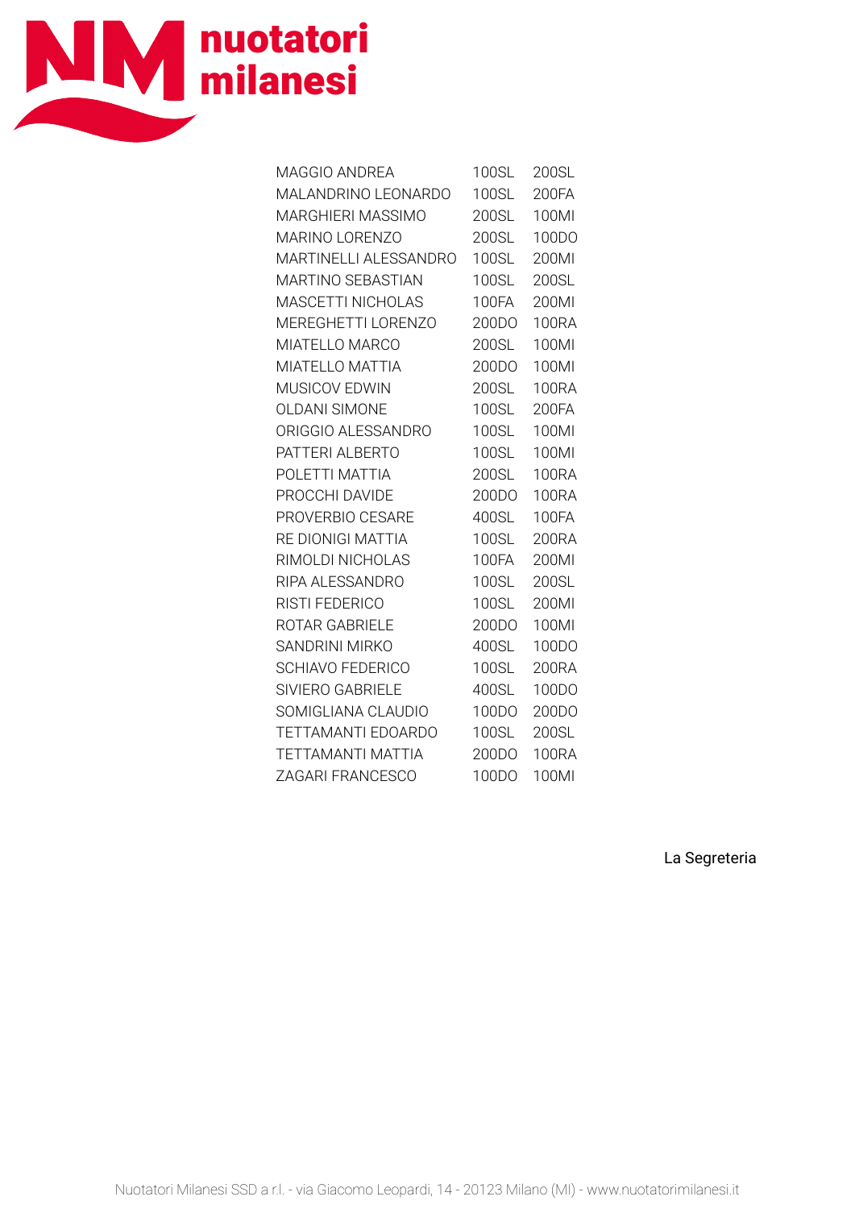| | | |
|---|---|---|
| MAGGIO ANDREA | 100SL | 200SL |
| MALANDRINO LEONARDO | 100SL | 200FA |
| MARGHIERI MASSIMO | 200SL | 100MI |
| MARINO LORENZO | 200SL | 100DO |
| MARTINELLI ALESSANDRO | 100SL | 200MI |
| MARTINO SEBASTIAN | 100SL | 200SL |
| MASCETTI NICHOLAS | 100FA | 200MI |
| MEREGHETTI LORENZO | 200DO | 100RA |
| MIATELLO MARCO | 200SL | 100MI |
| MIATELLO MATTIA | 200DO | 100MI |
| MUSICOV EDWIN | 200SL | 100RA |
| OLDANI SIMONE | 100SL | 200FA |
| ORIGGIO ALESSANDRO | 100SL | 100MI |
| PATTERI ALBERTO | 100SL | 100MI |
| POLETTI MATTIA | 200SL | 100RA |
| PROCCHI DAVIDE | 200DO | 100RA |
| PROVERBIO CESARE | 400SL | 100FA |
| RE DIONIGI MATTIA | 100SL | 200RA |
| RIMOLDI NICHOLAS | 100FA | 200MI |
| RIPA ALESSANDRO | 100SL | 200SL |
| RISTI FEDERICO | 100SL | 200MI |
| ROTAR GABRIELE | 200DO | 100MI |
| SANDRINI MIRKO | 400SL | 100DO |
| SCHIAVO FEDERICO | 100SL | 200RA |
| SIVIERO GABRIELE | 400SL | 100DO |
| SOMIGLIANA CLAUDIO | 100DO | 200DO |
| TETTAMANTI EDOARDO | 100SL | 200SL |
| TETTAMANTI MATTIA | 200DO | 100RA |
| ZAGARI FRANCESCO | 100DO | 100MI |

La Segreteria